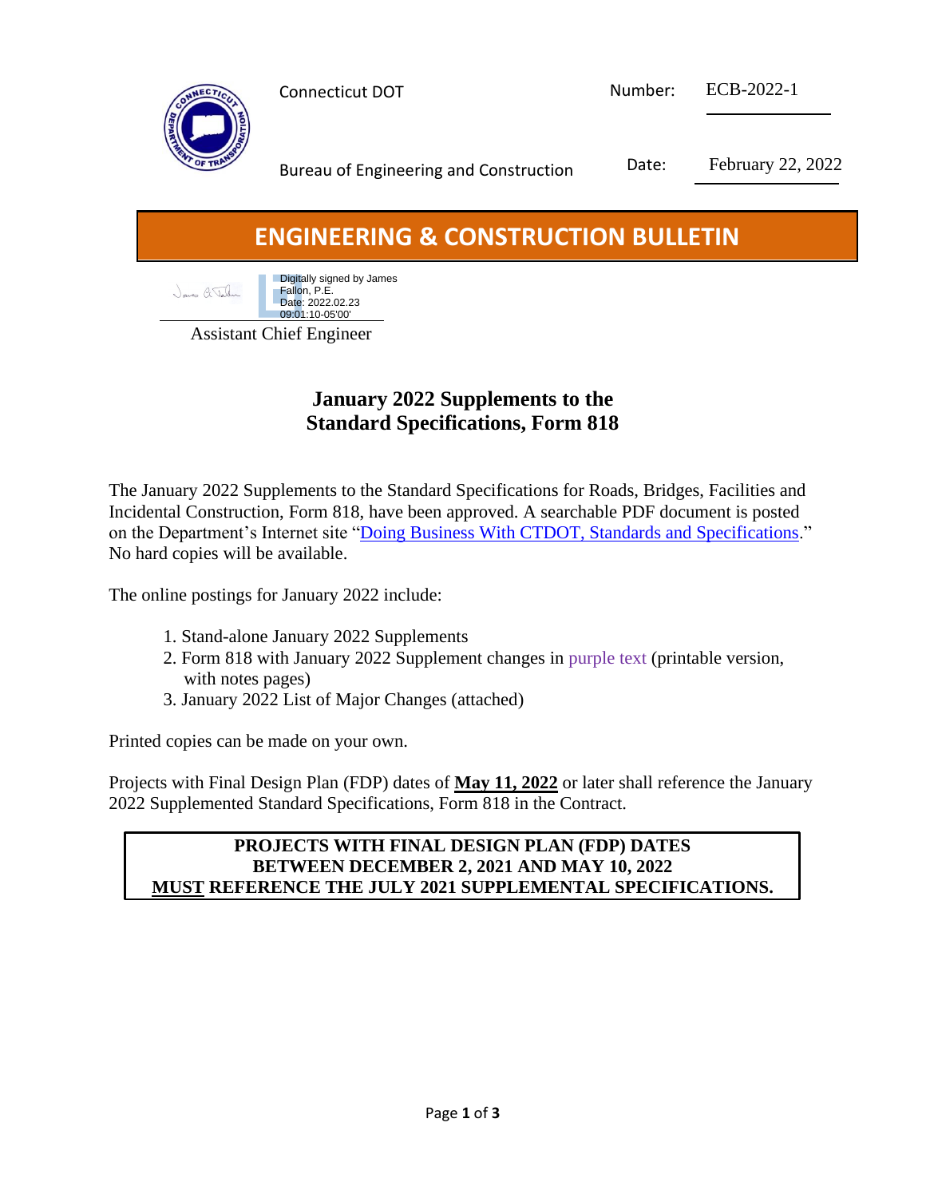Connecticut DOT

Bureau of Engineering and Construction

Number: ECB-2022-1

Date: February 22, 2022

# ENGINEERING & CONSTRUCTION BULLETIN

Digitally signed by James Fallon, P.E.
Date: 2022.02.23 09:01:10-05'00'

Assistant Chief Engineer

## January 2022 Supplements to the Standard Specifications, Form 818

The January 2022 Supplements to the Standard Specifications for Roads, Bridges, Facilities and Incidental Construction, Form 818, have been approved. A searchable PDF document is posted on the Department's Internet site "Doing Business With CTDOT, Standards and Specifications." No hard copies will be available.

The online postings for January 2022 include:

1. Stand-alone January 2022 Supplements
2. Form 818 with January 2022 Supplement changes in purple text (printable version, with notes pages)
3. January 2022 List of Major Changes (attached)

Printed copies can be made on your own.

Projects with Final Design Plan (FDP) dates of **May 11, 2022** or later shall reference the January 2022 Supplemented Standard Specifications, Form 818 in the Contract.

**PROJECTS WITH FINAL DESIGN PLAN (FDP) DATES BETWEEN DECEMBER 2, 2021 AND MAY 10, 2022 MUST REFERENCE THE JULY 2021 SUPPLEMENTAL SPECIFICATIONS.**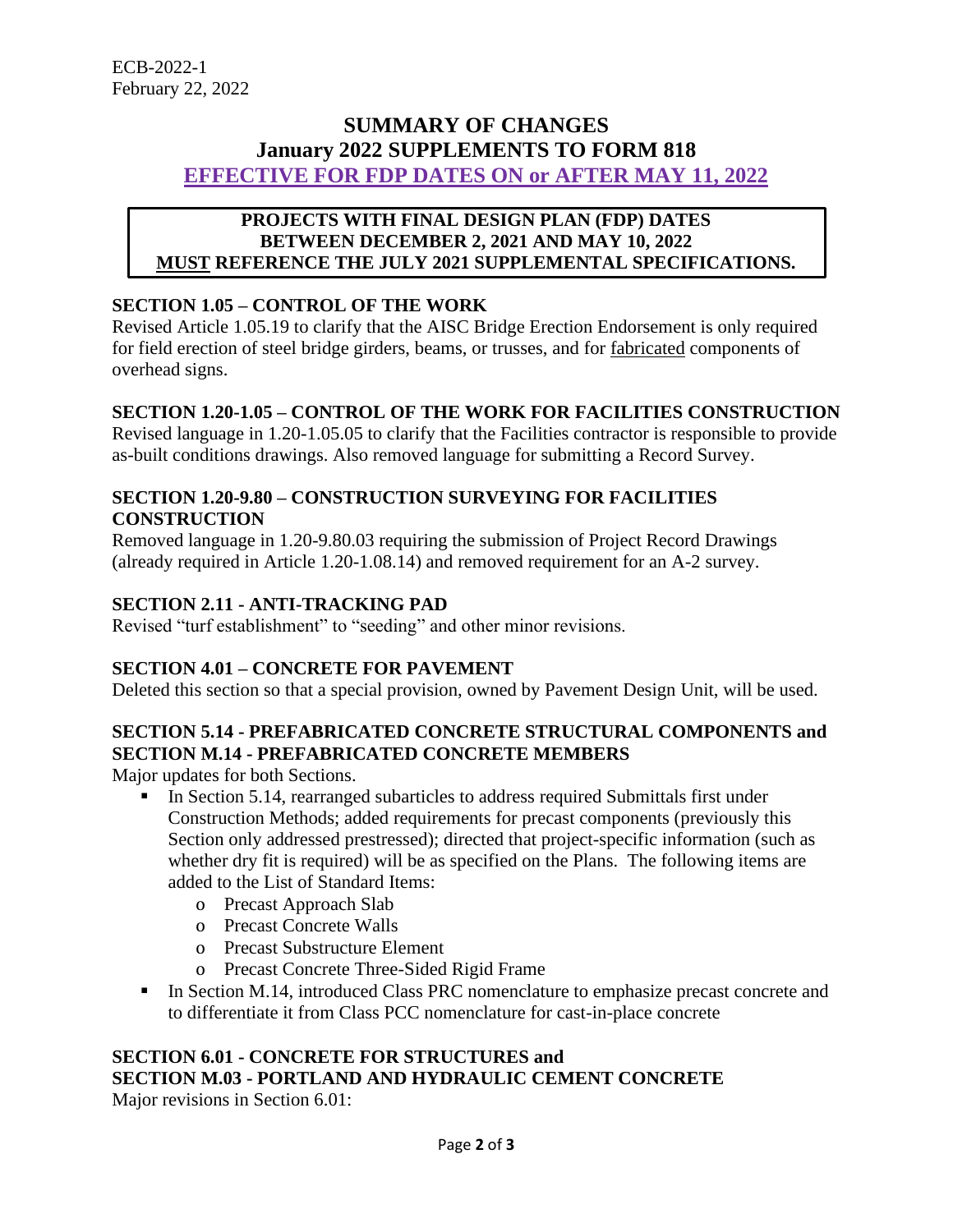ECB-2022-1
February 22, 2022

# SUMMARY OF CHANGES
# January 2022 SUPPLEMENTS TO FORM 818
## EFFECTIVE FOR FDP DATES ON or AFTER MAY 11, 2022

**PROJECTS WITH FINAL DESIGN PLAN (FDP) DATES BETWEEN DECEMBER 2, 2021 AND MAY 10, 2022 MUST REFERENCE THE JULY 2021 SUPPLEMENTAL SPECIFICATIONS.**

### SECTION 1.05 – CONTROL OF THE WORK

Revised Article 1.05.19 to clarify that the AISC Bridge Erection Endorsement is only required for field erection of steel bridge girders, beams, or trusses, and for fabricated components of overhead signs.

### SECTION 1.20-1.05 – CONTROL OF THE WORK FOR FACILITIES CONSTRUCTION

Revised language in 1.20-1.05.05 to clarify that the Facilities contractor is responsible to provide as-built conditions drawings. Also removed language for submitting a Record Survey.

### SECTION 1.20-9.80 – CONSTRUCTION SURVEYING FOR FACILITIES CONSTRUCTION

Removed language in 1.20-9.80.03 requiring the submission of Project Record Drawings (already required in Article 1.20-1.08.14) and removed requirement for an A-2 survey.

### SECTION 2.11 - ANTI-TRACKING PAD

Revised "turf establishment" to "seeding" and other minor revisions.

### SECTION 4.01 – CONCRETE FOR PAVEMENT

Deleted this section so that a special provision, owned by Pavement Design Unit, will be used.

### SECTION 5.14 - PREFABRICATED CONCRETE STRUCTURAL COMPONENTS and SECTION M.14 - PREFABRICATED CONCRETE MEMBERS

Major updates for both Sections.

- In Section 5.14, rearranged subarticles to address required Submittals first under Construction Methods; added requirements for precast components (previously this Section only addressed prestressed); directed that project-specific information (such as whether dry fit is required) will be as specified on the Plans. The following items are added to the List of Standard Items:
  - Precast Approach Slab
  - Precast Concrete Walls
  - Precast Substructure Element
  - Precast Concrete Three-Sided Rigid Frame
- In Section M.14, introduced Class PRC nomenclature to emphasize precast concrete and to differentiate it from Class PCC nomenclature for cast-in-place concrete

### SECTION 6.01 - CONCRETE FOR STRUCTURES and SECTION M.03 - PORTLAND AND HYDRAULIC CEMENT CONCRETE

Major revisions in Section 6.01: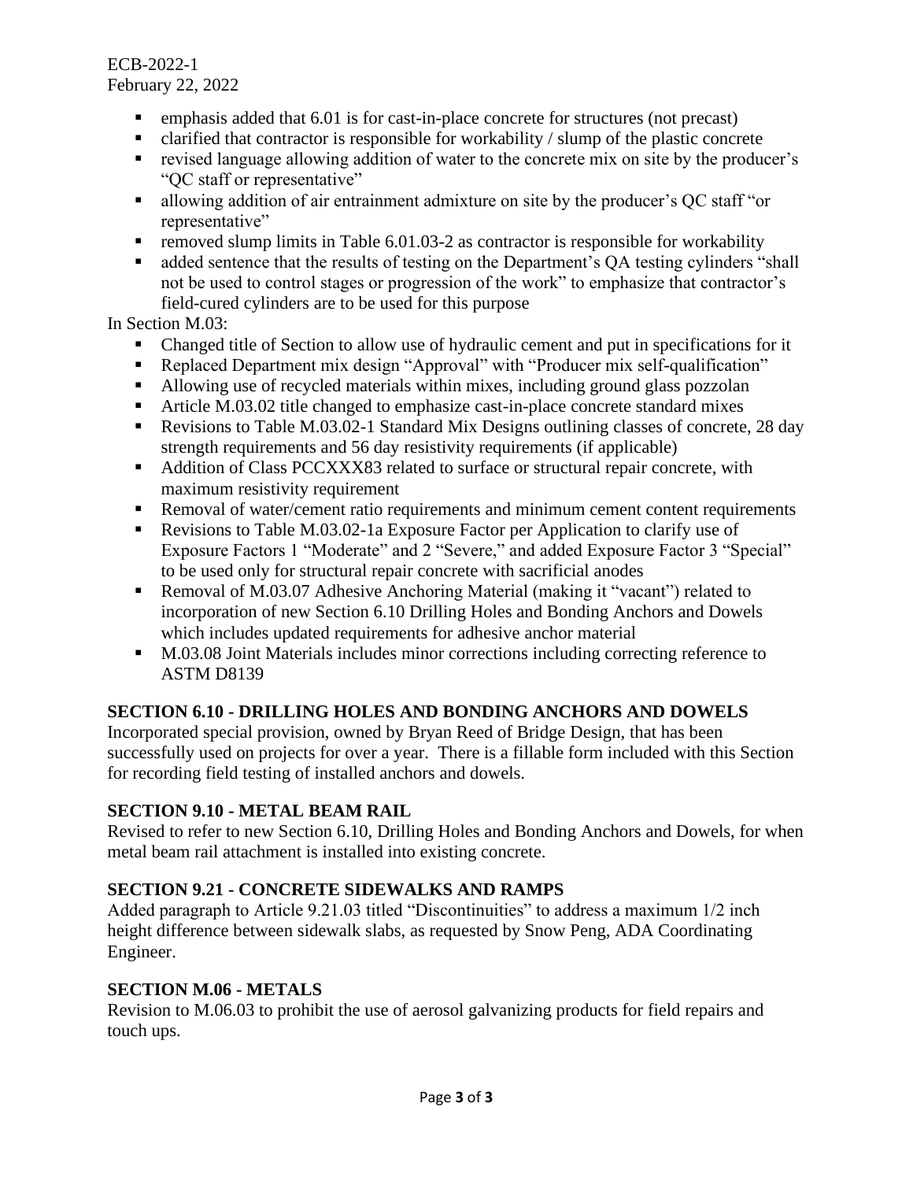- emphasis added that 6.01 is for cast-in-place concrete for structures (not precast)
- clarified that contractor is responsible for workability / slump of the plastic concrete
- revised language allowing addition of water to the concrete mix on site by the producer's "QC staff or representative"
- allowing addition of air entrainment admixture on site by the producer's QC staff "or representative"
- removed slump limits in Table 6.01.03-2 as contractor is responsible for workability
- added sentence that the results of testing on the Department's QA testing cylinders "shall not be used to control stages or progression of the work" to emphasize that contractor's field-cured cylinders are to be used for this purpose

In Section M.03:

- Changed title of Section to allow use of hydraulic cement and put in specifications for it
- Replaced Department mix design "Approval" with "Producer mix self-qualification"
- Allowing use of recycled materials within mixes, including ground glass pozzolan
- Article M.03.02 title changed to emphasize cast-in-place concrete standard mixes
- Revisions to Table M.03.02-1 Standard Mix Designs outlining classes of concrete, 28 day strength requirements and 56 day resistivity requirements (if applicable)
- Addition of Class PCCXXX83 related to surface or structural repair concrete, with maximum resistivity requirement
- Removal of water/cement ratio requirements and minimum cement content requirements
- Revisions to Table M.03.02-1a Exposure Factor per Application to clarify use of Exposure Factors 1 "Moderate" and 2 "Severe," and added Exposure Factor 3 "Special" to be used only for structural repair concrete with sacrificial anodes
- Removal of M.03.07 Adhesive Anchoring Material (making it "vacant") related to incorporation of new Section 6.10 Drilling Holes and Bonding Anchors and Dowels which includes updated requirements for adhesive anchor material
- M.03.08 Joint Materials includes minor corrections including correcting reference to ASTM D8139

## SECTION 6.10 - DRILLING HOLES AND BONDING ANCHORS AND DOWELS

Incorporated special provision, owned by Bryan Reed of Bridge Design, that has been successfully used on projects for over a year. There is a fillable form included with this Section for recording field testing of installed anchors and dowels.

## SECTION 9.10 - METAL BEAM RAIL

Revised to refer to new Section 6.10, Drilling Holes and Bonding Anchors and Dowels, for when metal beam rail attachment is installed into existing concrete.

## SECTION 9.21 - CONCRETE SIDEWALKS AND RAMPS

Added paragraph to Article 9.21.03 titled "Discontinuities" to address a maximum 1/2 inch height difference between sidewalk slabs, as requested by Snow Peng, ADA Coordinating Engineer.

## SECTION M.06 - METALS

Revision to M.06.03 to prohibit the use of aerosol galvanizing products for field repairs and touch ups.